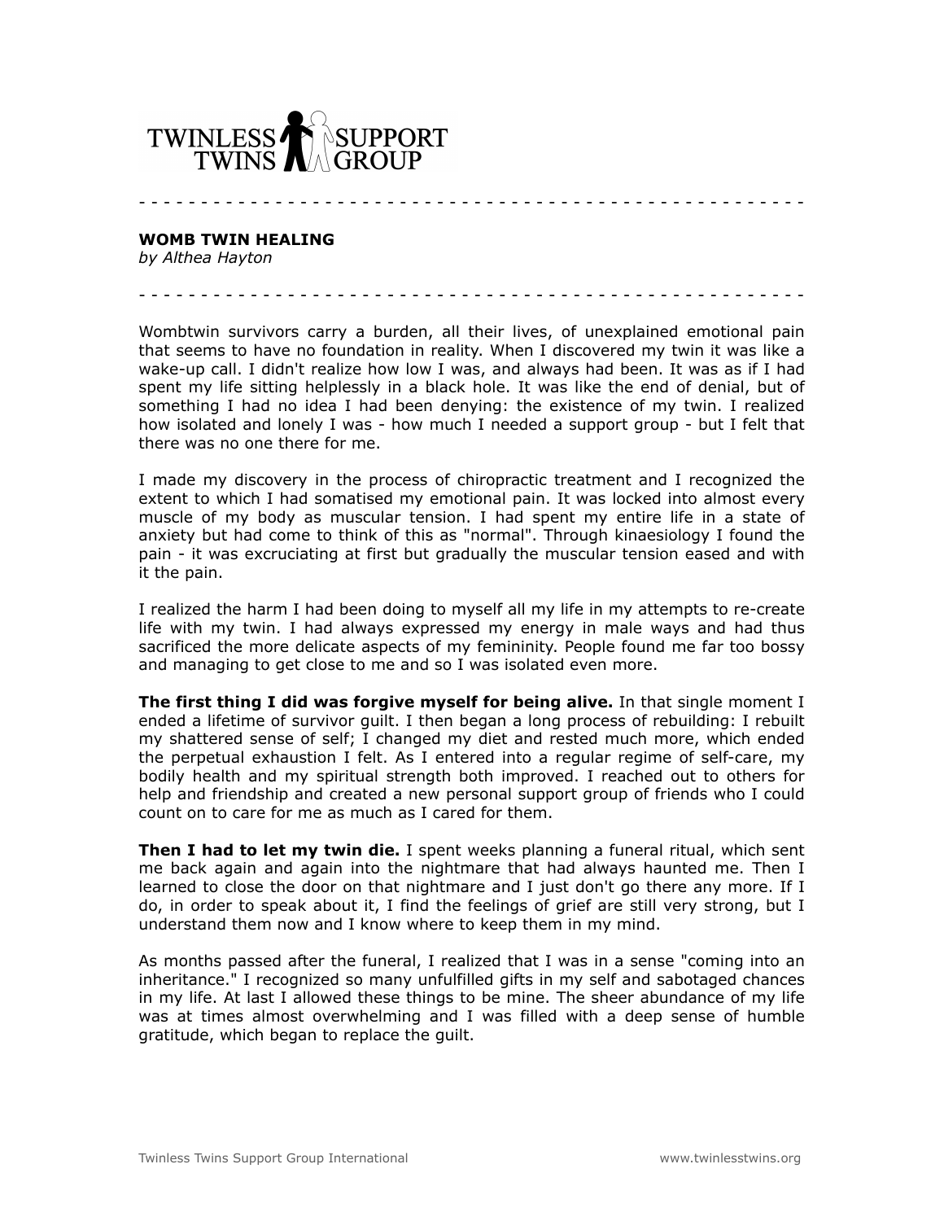TWINLESS TWINS SUPPORT GROUP

---

**WOMB TWIN HEALING**
*by Althea Hayton*

---

Wombtwin survivors carry a burden, all their lives, of unexplained emotional pain that seems to have no foundation in reality. When I discovered my twin it was like a wake-up call. I didn't realize how low I was, and always had been. It was as if I had spent my life sitting helplessly in a black hole. It was like the end of denial, but of something I had no idea I had been denying: the existence of my twin. I realized how isolated and lonely I was - how much I needed a support group - but I felt that there was no one there for me.

I made my discovery in the process of chiropractic treatment and I recognized the extent to which I had somatised my emotional pain. It was locked into almost every muscle of my body as muscular tension. I had spent my entire life in a state of anxiety but had come to think of this as "normal". Through kinaesiology I found the pain - it was excruciating at first but gradually the muscular tension eased and with it the pain.

I realized the harm I had been doing to myself all my life in my attempts to re-create life with my twin. I had always expressed my energy in male ways and had thus sacrificed the more delicate aspects of my femininity. People found me far too bossy and managing to get close to me and so I was isolated even more.

**The first thing I did was forgive myself for being alive.** In that single moment I ended a lifetime of survivor guilt. I then began a long process of rebuilding: I rebuilt my shattered sense of self; I changed my diet and rested much more, which ended the perpetual exhaustion I felt. As I entered into a regular regime of self-care, my bodily health and my spiritual strength both improved. I reached out to others for help and friendship and created a new personal support group of friends who I could count on to care for me as much as I cared for them.

**Then I had to let my twin die.** I spent weeks planning a funeral ritual, which sent me back again and again into the nightmare that had always haunted me. Then I learned to close the door on that nightmare and I just don't go there any more. If I do, in order to speak about it, I find the feelings of grief are still very strong, but I understand them now and I know where to keep them in my mind.

As months passed after the funeral, I realized that I was in a sense "coming into an inheritance." I recognized so many unfulfilled gifts in my self and sabotaged chances in my life. At last I allowed these things to be mine. The sheer abundance of my life was at times almost overwhelming and I was filled with a deep sense of humble gratitude, which began to replace the guilt.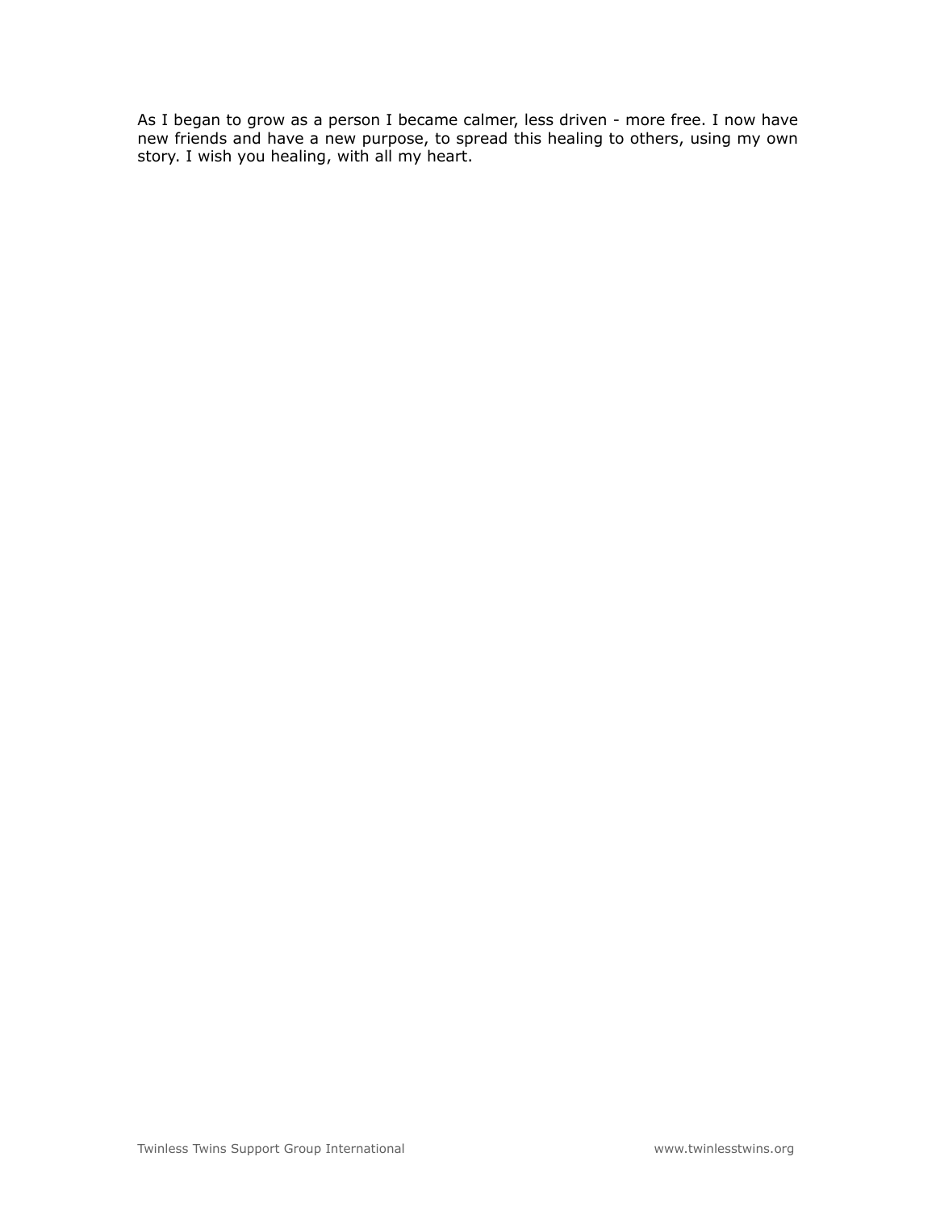As I began to grow as a person I became calmer, less driven - more free. I now have new friends and have a new purpose, to spread this healing to others, using my own story. I wish you healing, with all my heart.